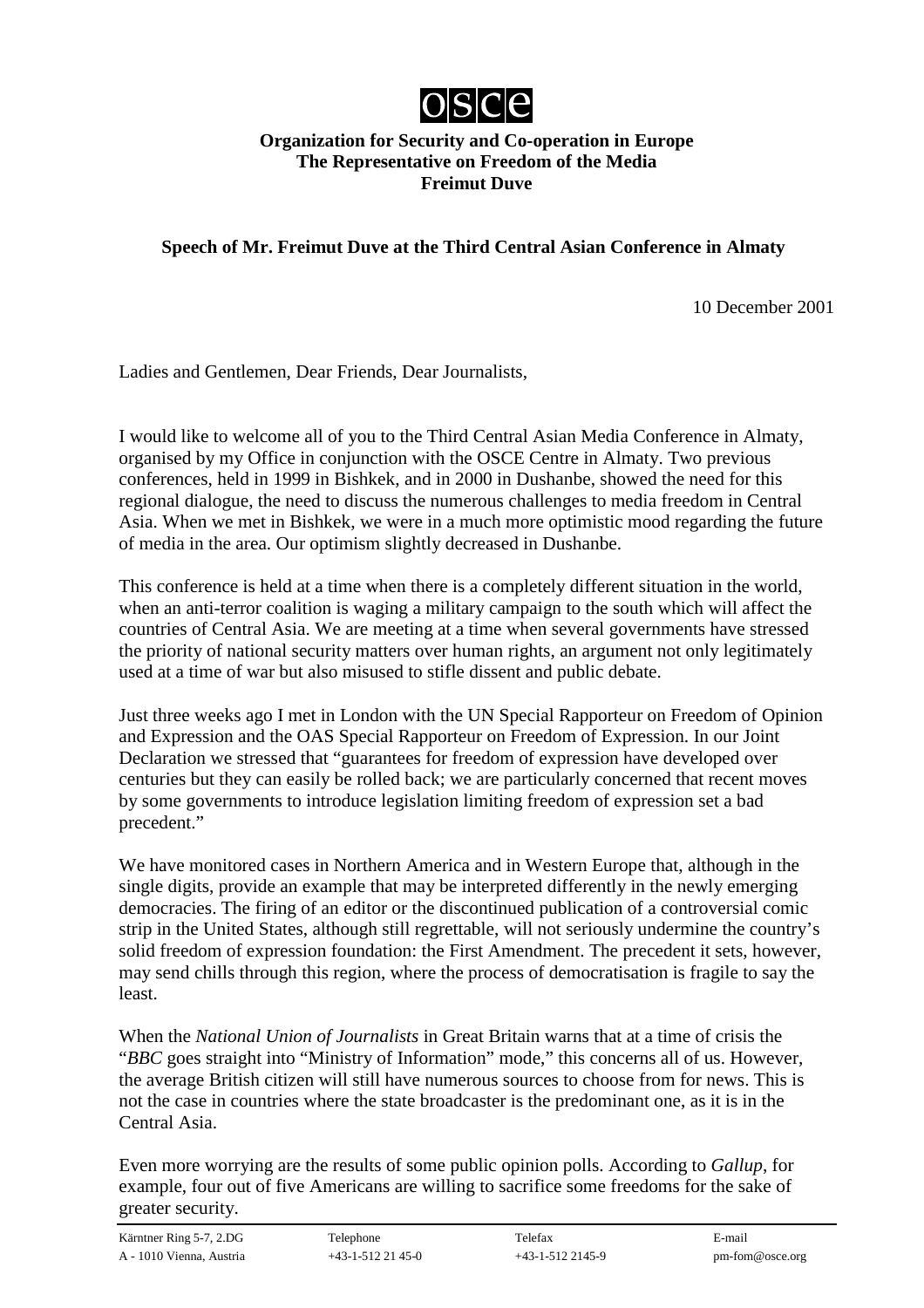**osce**

**Organization for Security and Co-operation in Europe**
**The Representative on Freedom of the Media**
**Freimut Duve**

**Speech of Mr. Freimut Duve at the Third Central Asian Conference in Almaty**

10 December 2001

Ladies and Gentlemen, Dear Friends, Dear Journalists,

I would like to welcome all of you to the Third Central Asian Media Conference in Almaty, organised by my Office in conjunction with the OSCE Centre in Almaty. Two previous conferences, held in 1999 in Bishkek, and in 2000 in Dushanbe, showed the need for this regional dialogue, the need to discuss the numerous challenges to media freedom in Central Asia. When we met in Bishkek, we were in a much more optimistic mood regarding the future of media in the area. Our optimism slightly decreased in Dushanbe.

This conference is held at a time when there is a completely different situation in the world, when an anti-terror coalition is waging a military campaign to the south which will affect the countries of Central Asia. We are meeting at a time when several governments have stressed the priority of national security matters over human rights, an argument not only legitimately used at a time of war but also misused to stifle dissent and public debate.

Just three weeks ago I met in London with the UN Special Rapporteur on Freedom of Opinion and Expression and the OAS Special Rapporteur on Freedom of Expression. In our Joint Declaration we stressed that "guarantees for freedom of expression have developed over centuries but they can easily be rolled back; we are particularly concerned that recent moves by some governments to introduce legislation limiting freedom of expression set a bad precedent."

We have monitored cases in Northern America and in Western Europe that, although in the single digits, provide an example that may be interpreted differently in the newly emerging democracies. The firing of an editor or the discontinued publication of a controversial comic strip in the United States, although still regrettable, will not seriously undermine the country's solid freedom of expression foundation: the First Amendment. The precedent it sets, however, may send chills through this region, where the process of democratisation is fragile to say the least.

When the *National Union of Journalists* in Great Britain warns that at a time of crisis the "*BBC* goes straight into "Ministry of Information" mode," this concerns all of us. However, the average British citizen will still have numerous sources to choose from for news. This is not the case in countries where the state broadcaster is the predominant one, as it is in the Central Asia.

Even more worrying are the results of some public opinion polls. According to *Gallup*, for example, four out of five Americans are willing to sacrifice some freedoms for the sake of greater security.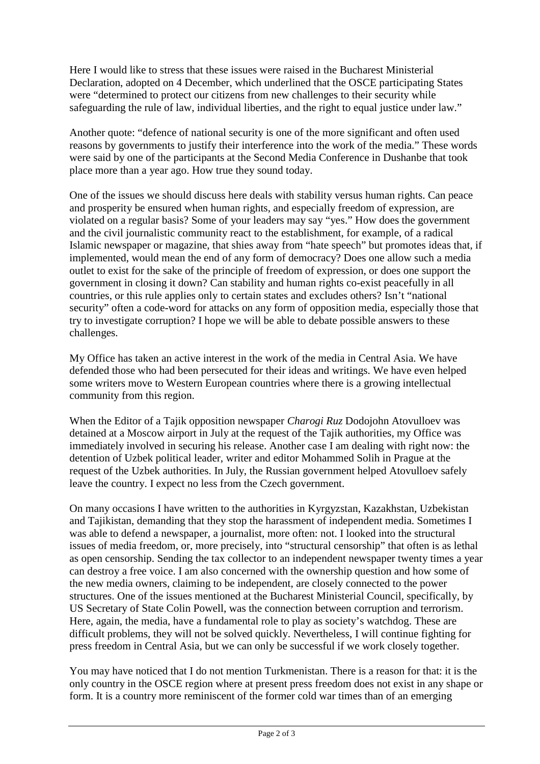Here I would like to stress that these issues were raised in the Bucharest Ministerial Declaration, adopted on 4 December, which underlined that the OSCE participating States were “determined to protect our citizens from new challenges to their security while safeguarding the rule of law, individual liberties, and the right to equal justice under law.”

Another quote: “defence of national security is one of the more significant and often used reasons by governments to justify their interference into the work of the media.” These words were said by one of the participants at the Second Media Conference in Dushanbe that took place more than a year ago. How true they sound today.

One of the issues we should discuss here deals with stability versus human rights. Can peace and prosperity be ensured when human rights, and especially freedom of expression, are violated on a regular basis? Some of your leaders may say “yes.” How does the government and the civil journalistic community react to the establishment, for example, of a radical Islamic newspaper or magazine, that shies away from “hate speech” but promotes ideas that, if implemented, would mean the end of any form of democracy? Does one allow such a media outlet to exist for the sake of the principle of freedom of expression, or does one support the government in closing it down? Can stability and human rights co-exist peacefully in all countries, or this rule applies only to certain states and excludes others? Isn’t “national security” often a code-word for attacks on any form of opposition media, especially those that try to investigate corruption? I hope we will be able to debate possible answers to these challenges.

My Office has taken an active interest in the work of the media in Central Asia. We have defended those who had been persecuted for their ideas and writings. We have even helped some writers move to Western European countries where there is a growing intellectual community from this region.

When the Editor of a Tajik opposition newspaper *Charogi Ruz* Dodojohn Atovulloev was detained at a Moscow airport in July at the request of the Tajik authorities, my Office was immediately involved in securing his release. Another case I am dealing with right now: the detention of Uzbek political leader, writer and editor Mohammed Solih in Prague at the request of the Uzbek authorities. In July, the Russian government helped Atovulloev safely leave the country. I expect no less from the Czech government.

On many occasions I have written to the authorities in Kyrgyzstan, Kazakhstan, Uzbekistan and Tajikistan, demanding that they stop the harassment of independent media. Sometimes I was able to defend a newspaper, a journalist, more often: not. I looked into the structural issues of media freedom, or, more precisely, into “structural censorship” that often is as lethal as open censorship. Sending the tax collector to an independent newspaper twenty times a year can destroy a free voice. I am also concerned with the ownership question and how some of the new media owners, claiming to be independent, are closely connected to the power structures. One of the issues mentioned at the Bucharest Ministerial Council, specifically, by US Secretary of State Colin Powell, was the connection between corruption and terrorism. Here, again, the media, have a fundamental role to play as society’s watchdog. These are difficult problems, they will not be solved quickly. Nevertheless, I will continue fighting for press freedom in Central Asia, but we can only be successful if we work closely together.

You may have noticed that I do not mention Turkmenistan. There is a reason for that: it is the only country in the OSCE region where at present press freedom does not exist in any shape or form. It is a country more reminiscent of the former cold war times than of an emerging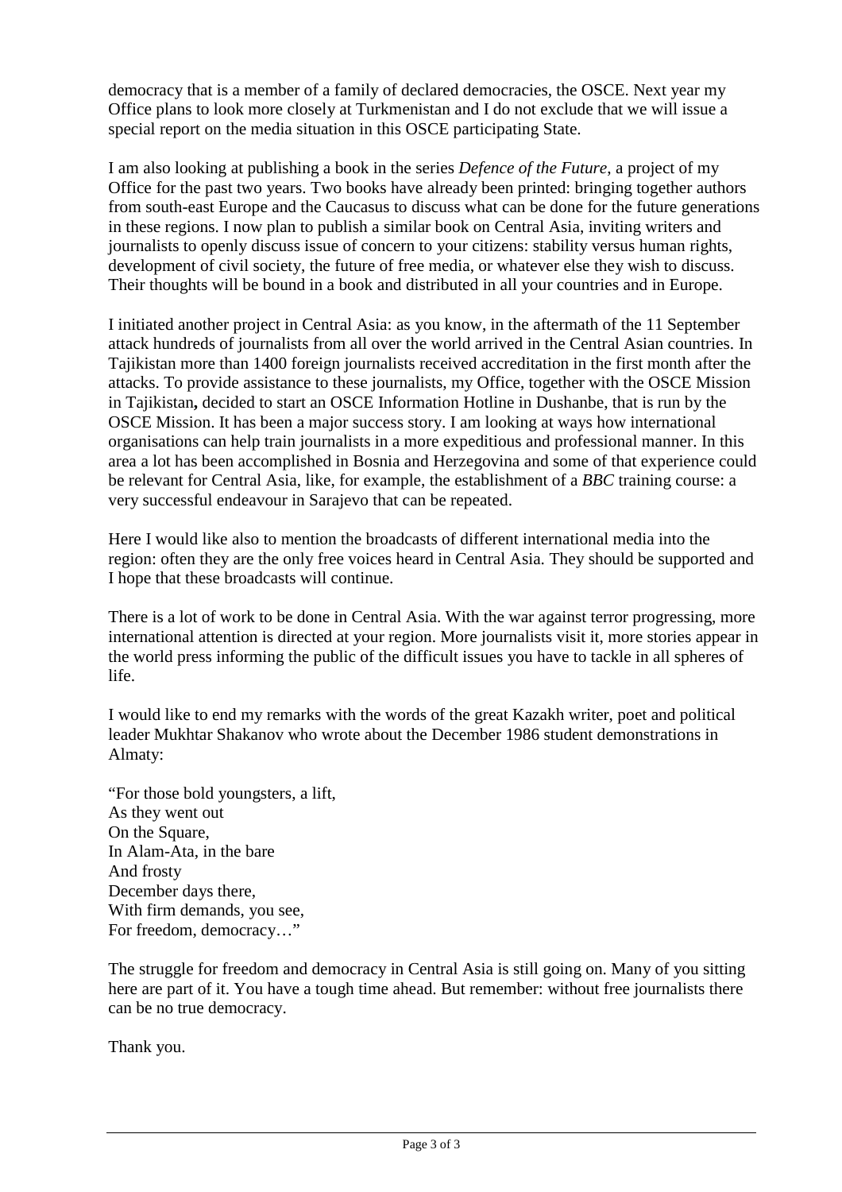democracy that is a member of a family of declared democracies, the OSCE. Next year my Office plans to look more closely at Turkmenistan and I do not exclude that we will issue a special report on the media situation in this OSCE participating State.

I am also looking at publishing a book in the series *Defence of the Future*, a project of my Office for the past two years. Two books have already been printed: bringing together authors from south-east Europe and the Caucasus to discuss what can be done for the future generations in these regions. I now plan to publish a similar book on Central Asia, inviting writers and journalists to openly discuss issue of concern to your citizens: stability versus human rights, development of civil society, the future of free media, or whatever else they wish to discuss. Their thoughts will be bound in a book and distributed in all your countries and in Europe.

I initiated another project in Central Asia: as you know, in the aftermath of the 11 September attack hundreds of journalists from all over the world arrived in the Central Asian countries. In Tajikistan more than 1400 foreign journalists received accreditation in the first month after the attacks. To provide assistance to these journalists, my Office, together with the OSCE Mission in Tajikistan**,** decided to start an OSCE Information Hotline in Dushanbe, that is run by the OSCE Mission. It has been a major success story. I am looking at ways how international organisations can help train journalists in a more expeditious and professional manner. In this area a lot has been accomplished in Bosnia and Herzegovina and some of that experience could be relevant for Central Asia, like, for example, the establishment of a *BBC* training course: a very successful endeavour in Sarajevo that can be repeated.

Here I would like also to mention the broadcasts of different international media into the region: often they are the only free voices heard in Central Asia. They should be supported and I hope that these broadcasts will continue.

There is a lot of work to be done in Central Asia. With the war against terror progressing, more international attention is directed at your region. More journalists visit it, more stories appear in the world press informing the public of the difficult issues you have to tackle in all spheres of life.

I would like to end my remarks with the words of the great Kazakh writer, poet and political leader Mukhtar Shakanov who wrote about the December 1986 student demonstrations in Almaty:

"For those bold youngsters, a lift,
As they went out
On the Square,
In Alam-Ata, in the bare
And frosty
December days there,
With firm demands, you see,
For freedom, democracy…"

The struggle for freedom and democracy in Central Asia is still going on. Many of you sitting here are part of it. You have a tough time ahead. But remember: without free journalists there can be no true democracy.

Thank you.